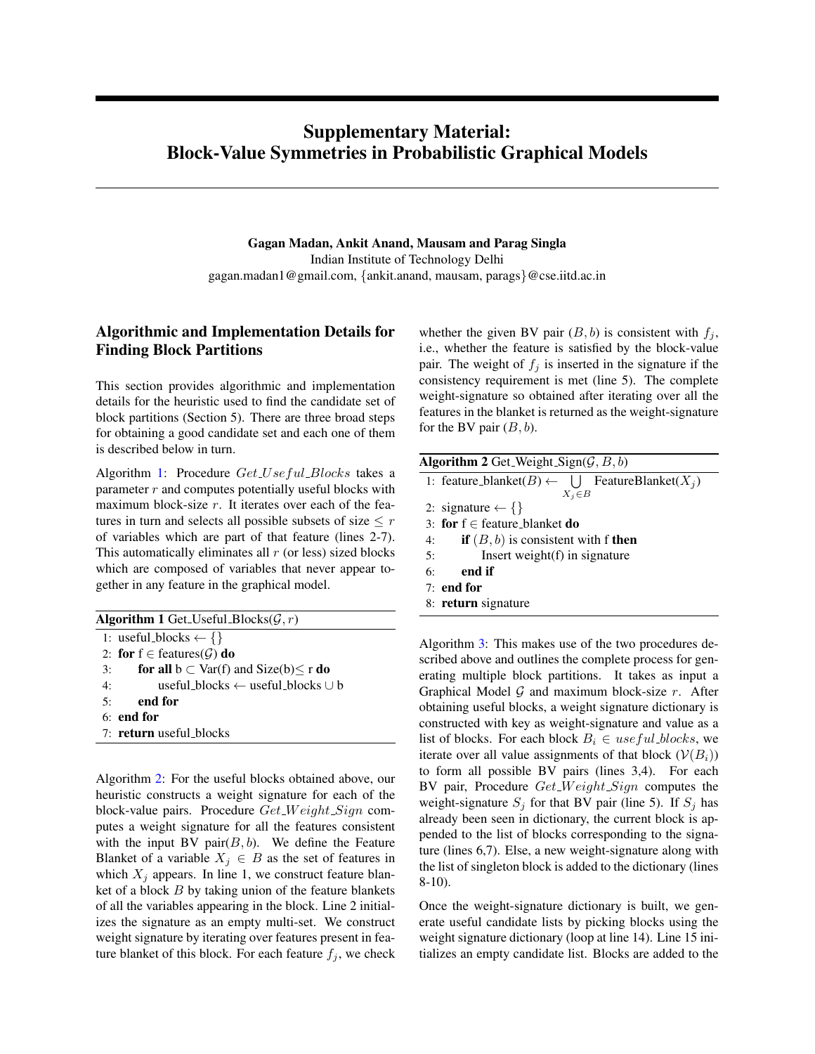# Supplementary Material: Block-Value Symmetries in Probabilistic Graphical Models

**Gagan Madan, Ankit Anand, Mausam and Parag Singla**
Indian Institute of Technology Delhi
gagan.madan1@gmail.com, {ankit.anand, mausam, parags}@cse.iitd.ac.in

## Algorithmic and Implementation Details for Finding Block Partitions

This section provides algorithmic and implementation details for the heuristic used to find the candidate set of block partitions (Section 5). There are three broad steps for obtaining a good candidate set and each one of them is described below in turn.

Algorithm 1: Procedure *Get_Useful_Blocks* takes a parameter $r$ and computes potentially useful blocks with maximum block-size $r$. It iterates over each of the features in turn and selects all possible subsets of size $\leq r$ of variables which are part of that feature (lines 2-7). This automatically eliminates all $r$ (or less) sized blocks which are composed of variables that never appear together in any feature in the graphical model.

**Algorithm 1** Get_Useful_Blocks($\mathcal{G}, r$)

```
1: useful_blocks ← {}
2: for f ∈ features(G) do
3:     for all b ⊂ Var(f) and Size(b)≤ r do
4:         useful_blocks ← useful_blocks ∪ b
5:     end for
6: end for
7: return useful_blocks
```

Algorithm 2: For the useful blocks obtained above, our heuristic constructs a weight signature for each of the block-value pairs. Procedure *Get_Weight_Sign* computes a weight signature for all the features consistent with the input BV pair$(B, b)$. We define the Feature Blanket of a variable $X_j \in B$ as the set of features in which $X_j$ appears. In line 1, we construct feature blanket of a block $B$ by taking union of the feature blankets of all the variables appearing in the block. Line 2 initializes the signature as an empty multi-set. We construct weight signature by iterating over features present in feature blanket of this block. For each feature $f_j$, we check whether the given BV pair $(B, b)$ is consistent with $f_j$, i.e., whether the feature is satisfied by the block-value pair. The weight of $f_j$ is inserted in the signature if the consistency requirement is met (line 5). The complete weight-signature so obtained after iterating over all the features in the blanket is returned as the weight-signature for the BV pair $(B, b)$.

**Algorithm 2** Get_Weight_Sign($\mathcal{G}, B, b$)

```
1: feature_blanket(B) ← ⋃_{X_j ∈ B} FeatureBlanket(X_j)
2: signature ← {}
3: for f ∈ feature_blanket do
4:     if (B, b) is consistent with f then
5:         Insert weight(f) in signature
6:     end if
7: end for
8: return signature
```

Algorithm 3: This makes use of the two procedures described above and outlines the complete process for generating multiple block partitions. It takes as input a Graphical Model $\mathcal{G}$ and maximum block-size $r$. After obtaining useful blocks, a weight signature dictionary is constructed with key as weight-signature and value as a list of blocks. For each block $B_i \in useful\_blocks$, we iterate over all value assignments of that block ($\mathcal{V}(B_i)$) to form all possible BV pairs (lines 3,4). For each BV pair, Procedure *Get_Weight_Sign* computes the weight-signature $S_j$ for that BV pair (line 5). If $S_j$ has already been seen in dictionary, the current block is appended to the list of blocks corresponding to the signature (lines 6,7). Else, a new weight-signature along with the list of singleton block is added to the dictionary (lines 8-10).

Once the weight-signature dictionary is built, we generate useful candidate lists by picking blocks using the weight signature dictionary (loop at line 14). Line 15 initializes an empty candidate list. Blocks are added to the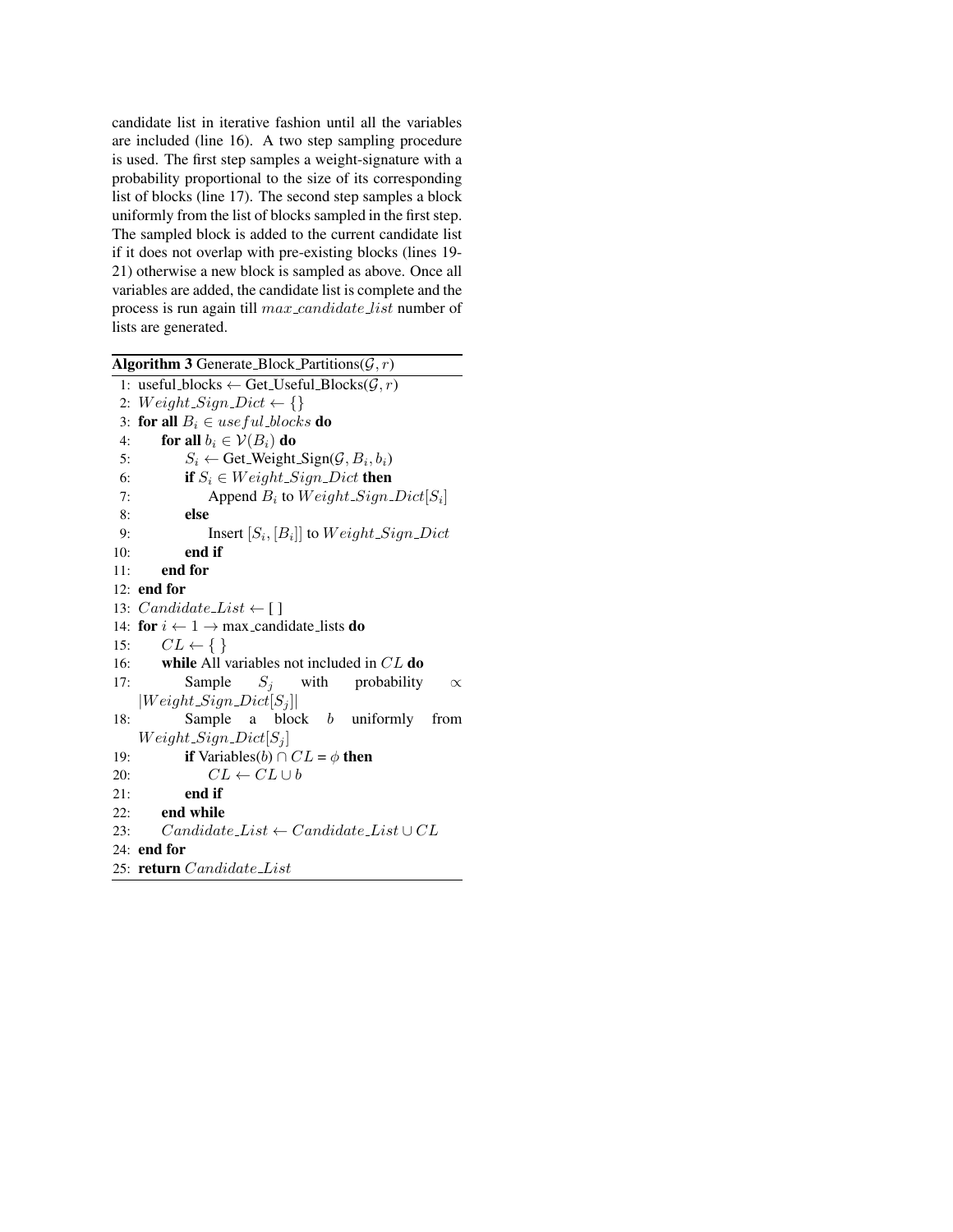candidate list in iterative fashion until all the variables are included (line 16). A two step sampling procedure is used. The first step samples a weight-signature with a probability proportional to the size of its corresponding list of blocks (line 17). The second step samples a block uniformly from the list of blocks sampled in the first step. The sampled block is added to the current candidate list if it does not overlap with pre-existing blocks (lines 19-21) otherwise a new block is sampled as above. Once all variables are added, the candidate list is complete and the process is run again till $max\_candidate\_list$ number of lists are generated.

**Algorithm 3** Generate_Block_Partitions($\mathcal{G}, r$)

```
1:  useful_blocks ← Get_Useful_Blocks(G, r)
2:  Weight_Sign_Dict ← {}
3:  for all B_i ∈ useful_blocks do
4:      for all b_i ∈ V(B_i) do
5:          S_i ← Get_Weight_Sign(G, B_i, b_i)
6:          if S_i ∈ Weight_Sign_Dict then
7:              Append B_i to Weight_Sign_Dict[S_i]
8:          else
9:              Insert [S_i, [B_i]] to Weight_Sign_Dict
10:         end if
11:     end for
12: end for
13: Candidate_List ← [ ]
14: for i ← 1 → max_candidate_lists do
15:     CL ← { }
16:     while All variables not included in CL do
17:         Sample S_j with probability ∝ |Weight_Sign_Dict[S_j]|
18:         Sample a block b uniformly from Weight_Sign_Dict[S_j]
19:         if Variables(b) ∩ CL = φ then
20:             CL ← CL ∪ b
21:         end if
22:     end while
23:     Candidate_List ← Candidate_List ∪ CL
24: end for
25: return Candidate_List
```